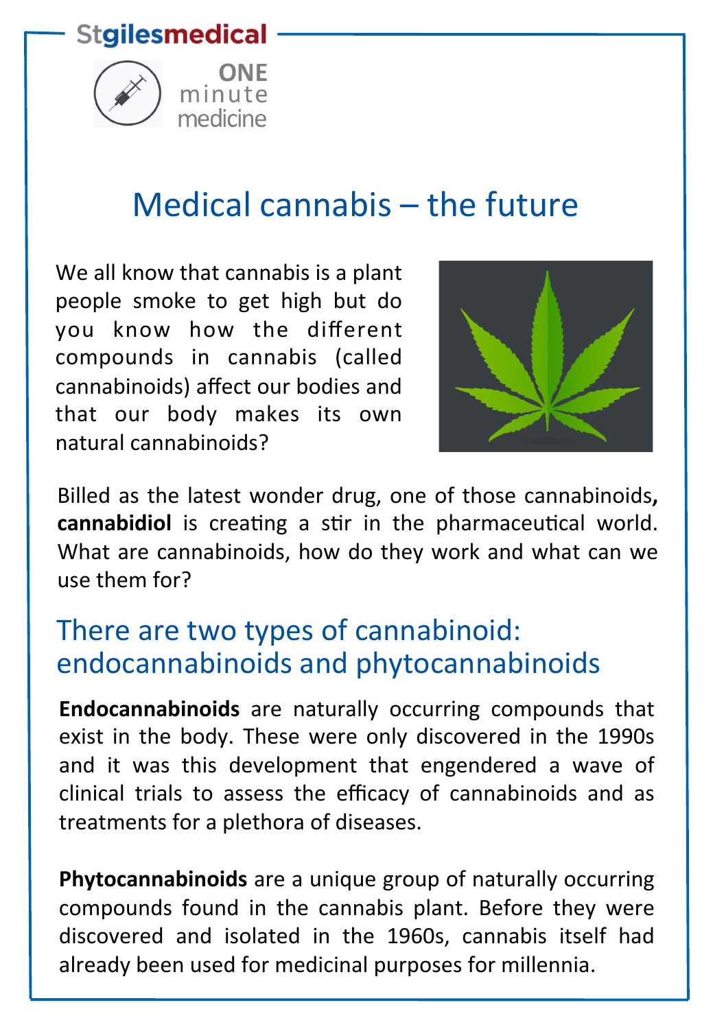Stgilesmedical

ONE minute medicine

# Medical cannabis – the future

We all know that cannabis is a plant people smoke to get high but do you know how the different compounds in cannabis (called cannabinoids) affect our bodies and that our body makes its own natural cannabinoids?

Billed as the latest wonder drug, one of those cannabinoids**,** **cannabidiol** is creating a stir in the pharmaceutical world. What are cannabinoids, how do they work and what can we use them for?

## There are two types of cannabinoid: endocannabinoids and phytocannabinoids

**Endocannabinoids** are naturally occurring compounds that exist in the body. These were only discovered in the 1990s and it was this development that engendered a wave of clinical trials to assess the efficacy of cannabinoids and as treatments for a plethora of diseases.

**Phytocannabinoids** are a unique group of naturally occurring compounds found in the cannabis plant. Before they were discovered and isolated in the 1960s, cannabis itself had already been used for medicinal purposes for millennia.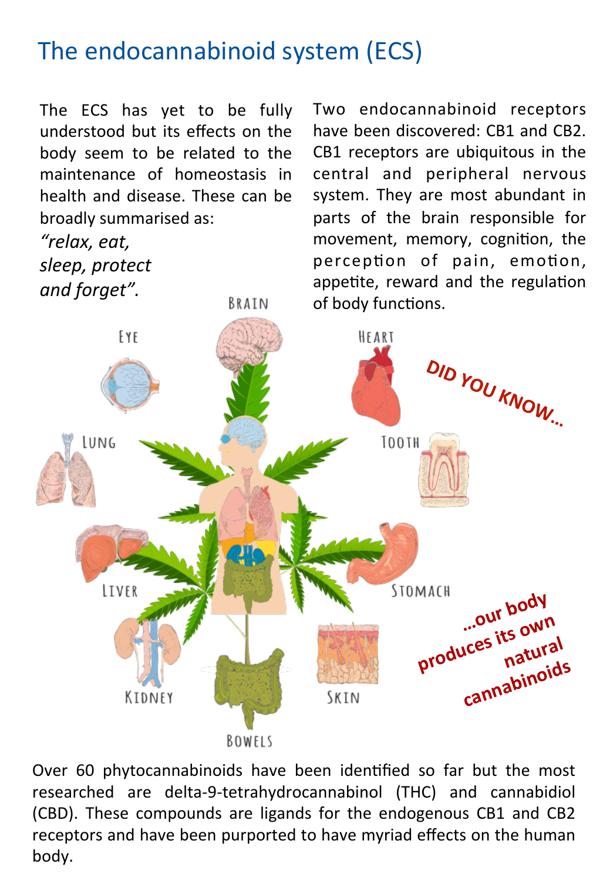# The endocannabinoid system (ECS)

The ECS has yet to be fully understood but its effects on the body seem to be related to the maintenance of homeostasis in health and disease. These can be broadly summarised as:

*"relax, eat, sleep, protect and forget".*

Two endocannabinoid receptors have been discovered: CB1 and CB2. CB1 receptors are ubiquitous in the central and peripheral nervous system. They are most abundant in parts of the brain responsible for movement, memory, cognition, the perception of pain, emotion, appetite, reward and the regulation of body functions.

BRAIN

EYE

HEART

LUNG

TOOTH

LIVER

STOMACH

KIDNEY

SKIN

BOWELS

**DID YOU KNOW...**

**...our body produces its own natural cannabinoids**

Over 60 phytocannabinoids have been identified so far but the most researched are delta-9-tetrahydrocannabinol (THC) and cannabidiol (CBD). These compounds are ligands for the endogenous CB1 and CB2 receptors and have been purported to have myriad effects on the human body.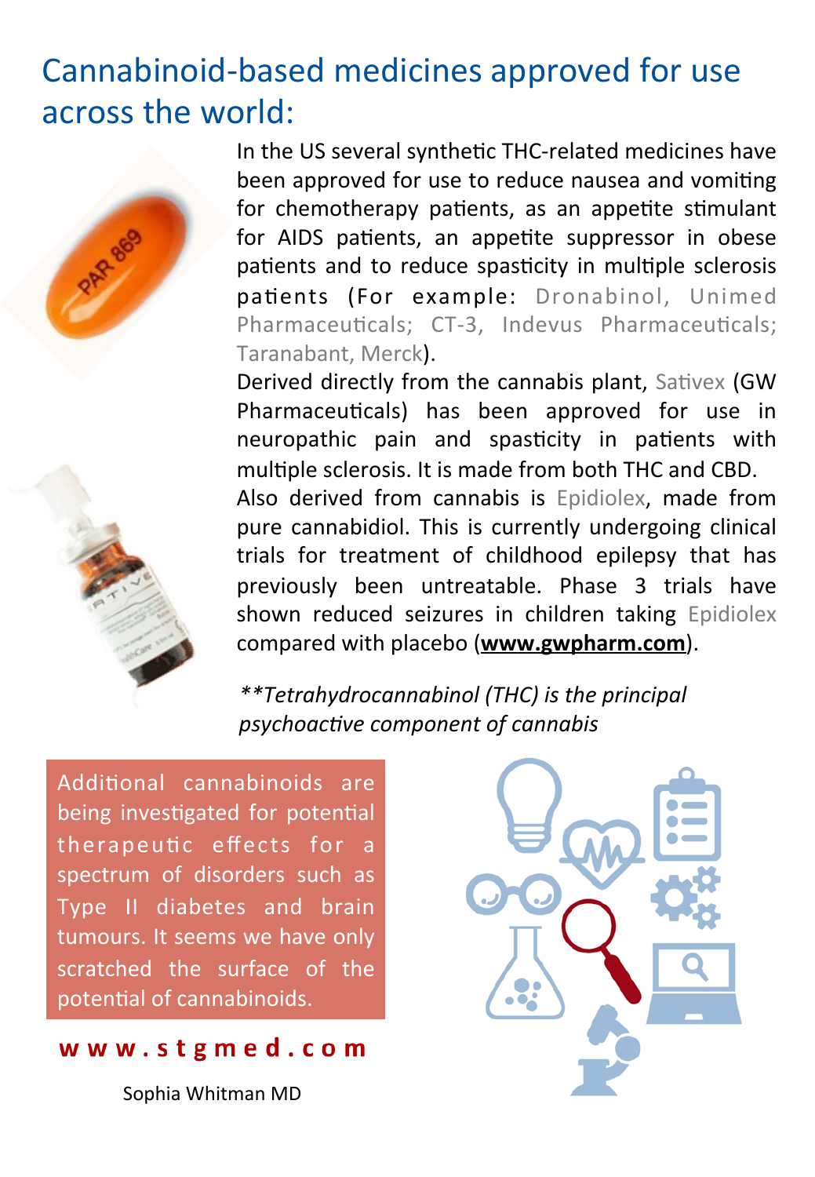# Cannabinoid-based medicines approved for use across the world:

In the US several synthetic THC-related medicines have been approved for use to reduce nausea and vomiting for chemotherapy patients, as an appetite stimulant for AIDS patients, an appetite suppressor in obese patients and to reduce spasticity in multiple sclerosis patients (For example: Dronabinol, Unimed Pharmaceuticals; CT-3, Indevus Pharmaceuticals; Taranabant, Merck).

Derived directly from the cannabis plant, Sativex (GW Pharmaceuticals) has been approved for use in neuropathic pain and spasticity in patients with multiple sclerosis. It is made from both THC and CBD.

Also derived from cannabis is Epidiolex, made from pure cannabidiol. This is currently undergoing clinical trials for treatment of childhood epilepsy that has previously been untreatable. Phase 3 trials have shown reduced seizures in children taking Epidiolex compared with placebo (**www.gwpharm.com**).

*\*\*Tetrahydrocannabinol (THC) is the principal psychoactive component of cannabis*

Additional cannabinoids are being investigated for potential therapeutic effects for a spectrum of disorders such as Type II diabetes and brain tumours. It seems we have only scratched the surface of the potential of cannabinoids.

**www.stgmed.com**

Sophia Whitman MD